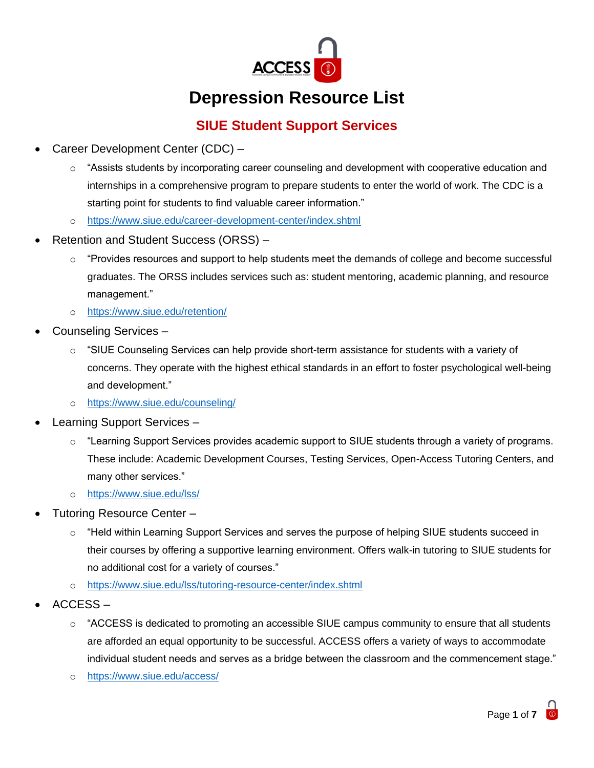# Depression Resource List

## SIUE Student Support Services

- Career Development Center (CDC) –
  - "Assists students by incorporating career counseling and development with cooperative education and internships in a comprehensive program to prepare students to enter the world of work. The CDC is a starting point for students to find valuable career information."
  - https://www.siue.edu/career-development-center/index.shtml
- Retention and Student Success (ORSS) –
  - "Provides resources and support to help students meet the demands of college and become successful graduates. The ORSS includes services such as: student mentoring, academic planning, and resource management."
  - https://www.siue.edu/retention/
- Counseling Services –
  - "SIUE Counseling Services can help provide short-term assistance for students with a variety of concerns. They operate with the highest ethical standards in an effort to foster psychological well-being and development."
  - https://www.siue.edu/counseling/
- Learning Support Services –
  - "Learning Support Services provides academic support to SIUE students through a variety of programs. These include: Academic Development Courses, Testing Services, Open-Access Tutoring Centers, and many other services."
  - https://www.siue.edu/lss/
- Tutoring Resource Center –
  - "Held within Learning Support Services and serves the purpose of helping SIUE students succeed in their courses by offering a supportive learning environment. Offers walk-in tutoring to SIUE students for no additional cost for a variety of courses."
  - https://www.siue.edu/lss/tutoring-resource-center/index.shtml
- ACCESS –
  - "ACCESS is dedicated to promoting an accessible SIUE campus community to ensure that all students are afforded an equal opportunity to be successful. ACCESS offers a variety of ways to accommodate individual student needs and serves as a bridge between the classroom and the commencement stage."
  - https://www.siue.edu/access/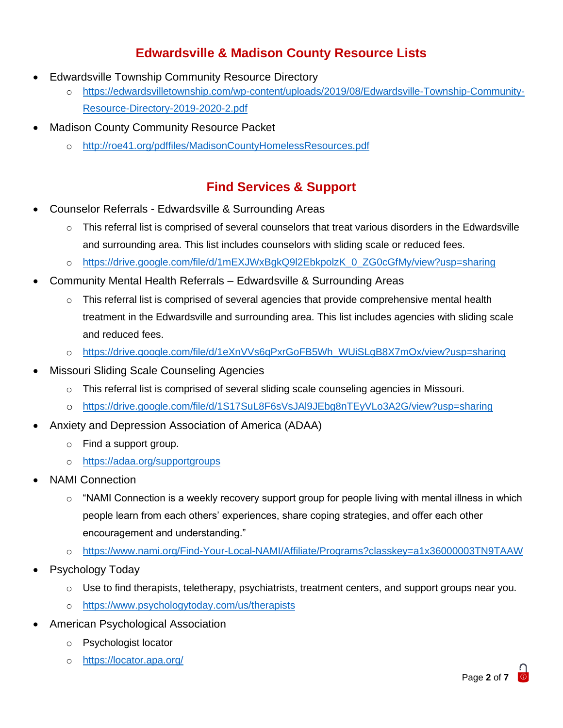## Edwardsville & Madison County Resource Lists

- Edwardsville Township Community Resource Directory
  - https://edwardsvilletownship.com/wp-content/uploads/2019/08/Edwardsville-Township-Community-Resource-Directory-2019-2020-2.pdf
- Madison County Community Resource Packet
  - http://roe41.org/pdffiles/MadisonCountyHomelessResources.pdf

## Find Services & Support

- Counselor Referrals - Edwardsville & Surrounding Areas
  - This referral list is comprised of several counselors that treat various disorders in the Edwardsville and surrounding area. This list includes counselors with sliding scale or reduced fees.
  - https://drive.google.com/file/d/1mEXJWxBgkQ9l2EbkpolzK_0_ZG0cGfMy/view?usp=sharing
- Community Mental Health Referrals – Edwardsville & Surrounding Areas
  - This referral list is comprised of several agencies that provide comprehensive mental health treatment in the Edwardsville and surrounding area. This list includes agencies with sliding scale and reduced fees.
  - https://drive.google.com/file/d/1eXnVVs6qPxrGoFB5Wh_WUiSLgB8X7mOx/view?usp=sharing
- Missouri Sliding Scale Counseling Agencies
  - This referral list is comprised of several sliding scale counseling agencies in Missouri.
  - https://drive.google.com/file/d/1S17SuL8F6sVsJAl9JEbg8nTEyVLo3A2G/view?usp=sharing
- Anxiety and Depression Association of America (ADAA)
  - Find a support group.
  - https://adaa.org/supportgroups
- NAMI Connection
  - "NAMI Connection is a weekly recovery support group for people living with mental illness in which people learn from each others' experiences, share coping strategies, and offer each other encouragement and understanding."
  - https://www.nami.org/Find-Your-Local-NAMI/Affiliate/Programs?classkey=a1x36000003TN9TAAW
- Psychology Today
  - Use to find therapists, teletherapy, psychiatrists, treatment centers, and support groups near you.
  - https://www.psychologytoday.com/us/therapists
- American Psychological Association
  - Psychologist locator
  - https://locator.apa.org/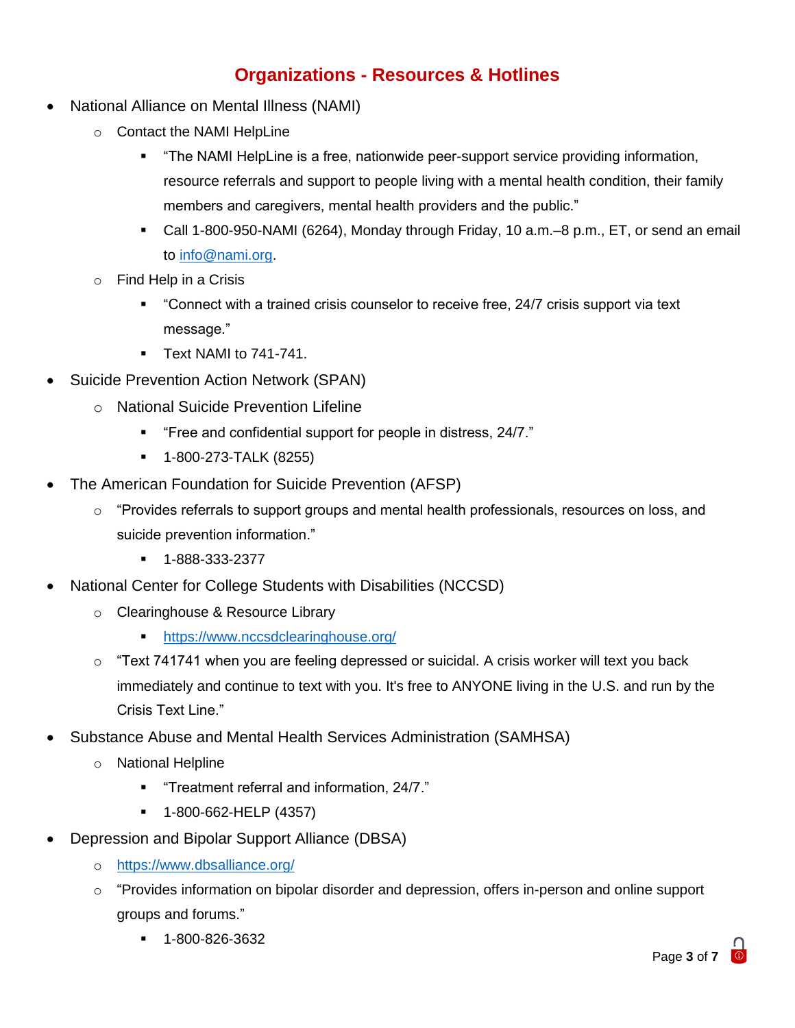# Organizations - Resources & Hotlines

- National Alliance on Mental Illness (NAMI)
  - Contact the NAMI HelpLine
    - "The NAMI HelpLine is a free, nationwide peer-support service providing information, resource referrals and support to people living with a mental health condition, their family members and caregivers, mental health providers and the public."
    - Call 1-800-950-NAMI (6264), Monday through Friday, 10 a.m.–8 p.m., ET, or send an email to [info@nami.org](mailto:info@nami.org).
  - Find Help in a Crisis
    - "Connect with a trained crisis counselor to receive free, 24/7 crisis support via text message."
    - Text NAMI to 741-741.
- Suicide Prevention Action Network (SPAN)
  - National Suicide Prevention Lifeline
    - "Free and confidential support for people in distress, 24/7."
    - 1-800-273-TALK (8255)
- The American Foundation for Suicide Prevention (AFSP)
  - "Provides referrals to support groups and mental health professionals, resources on loss, and suicide prevention information."
    - 1-888-333-2377
- National Center for College Students with Disabilities (NCCSD)
  - Clearinghouse & Resource Library
    - [https://www.nccsdclearinghouse.org/](https://www.nccsdclearinghouse.org/)
  - "Text 741741 when you are feeling depressed or suicidal. A crisis worker will text you back immediately and continue to text with you. It's free to ANYONE living in the U.S. and run by the Crisis Text Line."
- Substance Abuse and Mental Health Services Administration (SAMHSA)
  - National Helpline
    - "Treatment referral and information, 24/7."
    - 1-800-662-HELP (4357)
- Depression and Bipolar Support Alliance (DBSA)
  - [https://www.dbsalliance.org/](https://www.dbsalliance.org/)
  - "Provides information on bipolar disorder and depression, offers in-person and online support groups and forums."
    - 1-800-826-3632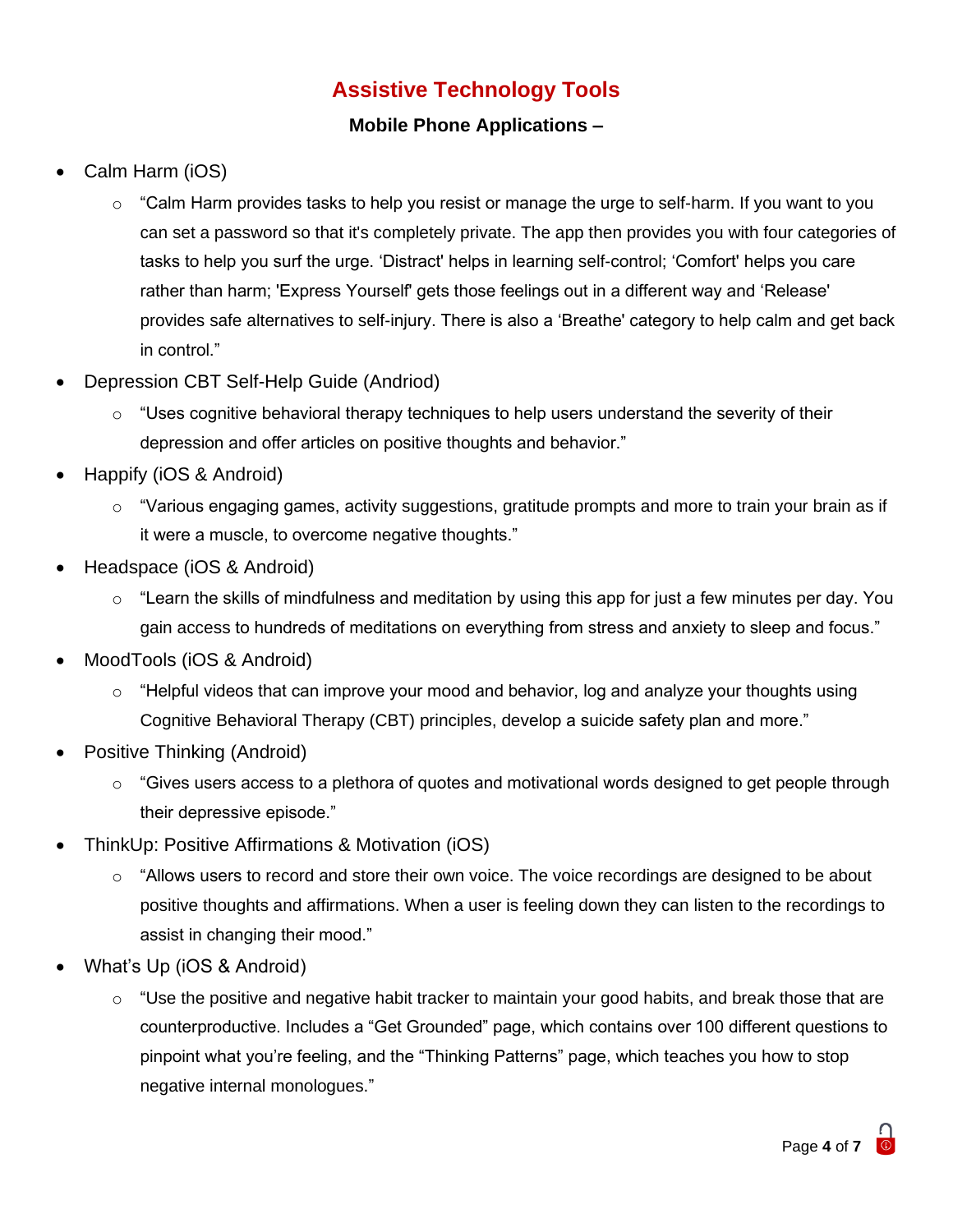# Assistive Technology Tools

**Mobile Phone Applications –**

- Calm Harm (iOS)
  - "Calm Harm provides tasks to help you resist or manage the urge to self-harm. If you want to you can set a password so that it's completely private. The app then provides you with four categories of tasks to help you surf the urge. 'Distract' helps in learning self-control; 'Comfort' helps you care rather than harm; 'Express Yourself' gets those feelings out in a different way and 'Release' provides safe alternatives to self-injury. There is also a 'Breathe' category to help calm and get back in control."
- Depression CBT Self-Help Guide (Andriod)
  - "Uses cognitive behavioral therapy techniques to help users understand the severity of their depression and offer articles on positive thoughts and behavior."
- Happify (iOS & Android)
  - "Various engaging games, activity suggestions, gratitude prompts and more to train your brain as if it were a muscle, to overcome negative thoughts."
- Headspace (iOS & Android)
  - "Learn the skills of mindfulness and meditation by using this app for just a few minutes per day. You gain access to hundreds of meditations on everything from stress and anxiety to sleep and focus."
- MoodTools (iOS & Android)
  - "Helpful videos that can improve your mood and behavior, log and analyze your thoughts using Cognitive Behavioral Therapy (CBT) principles, develop a suicide safety plan and more."
- Positive Thinking (Android)
  - "Gives users access to a plethora of quotes and motivational words designed to get people through their depressive episode."
- ThinkUp: Positive Affirmations & Motivation (iOS)
  - "Allows users to record and store their own voice. The voice recordings are designed to be about positive thoughts and affirmations. When a user is feeling down they can listen to the recordings to assist in changing their mood."
- What's Up (iOS & Android)
  - "Use the positive and negative habit tracker to maintain your good habits, and break those that are counterproductive. Includes a "Get Grounded" page, which contains over 100 different questions to pinpoint what you're feeling, and the "Thinking Patterns" page, which teaches you how to stop negative internal monologues."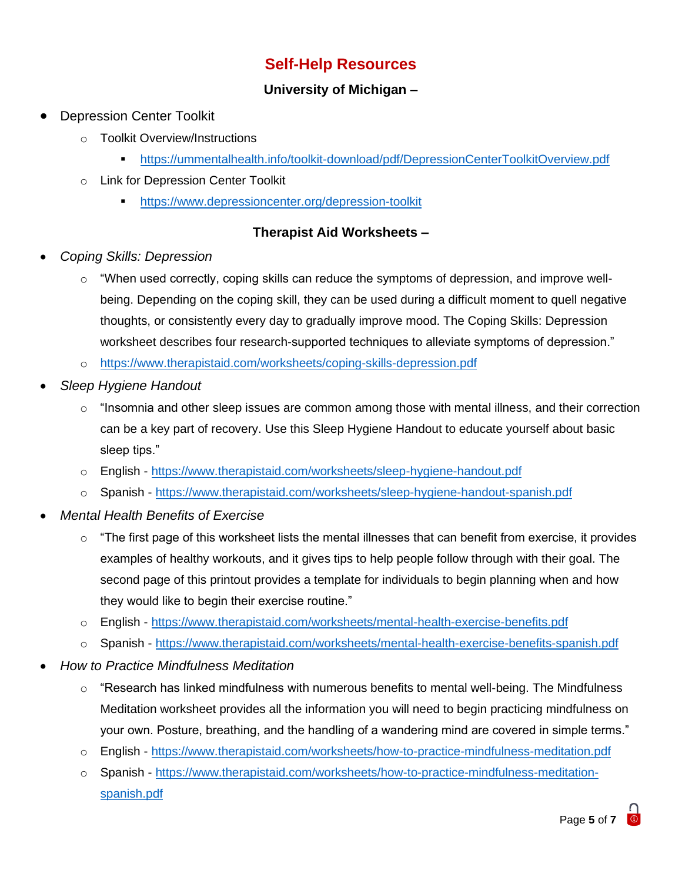# Self-Help Resources

## University of Michigan –

- Depression Center Toolkit
  - Toolkit Overview/Instructions
    - https://ummentalhealth.info/toolkit-download/pdf/DepressionCenterToolkitOverview.pdf
  - Link for Depression Center Toolkit
    - https://www.depressioncenter.org/depression-toolkit

## Therapist Aid Worksheets –

- *Coping Skills: Depression*
  - "When used correctly, coping skills can reduce the symptoms of depression, and improve well-being. Depending on the coping skill, they can be used during a difficult moment to quell negative thoughts, or consistently every day to gradually improve mood. The Coping Skills: Depression worksheet describes four research-supported techniques to alleviate symptoms of depression."
  - https://www.therapistaid.com/worksheets/coping-skills-depression.pdf
- *Sleep Hygiene Handout*
  - "Insomnia and other sleep issues are common among those with mental illness, and their correction can be a key part of recovery. Use this Sleep Hygiene Handout to educate yourself about basic sleep tips."
  - English - https://www.therapistaid.com/worksheets/sleep-hygiene-handout.pdf
  - Spanish - https://www.therapistaid.com/worksheets/sleep-hygiene-handout-spanish.pdf
- *Mental Health Benefits of Exercise*
  - "The first page of this worksheet lists the mental illnesses that can benefit from exercise, it provides examples of healthy workouts, and it gives tips to help people follow through with their goal. The second page of this printout provides a template for individuals to begin planning when and how they would like to begin their exercise routine."
  - English - https://www.therapistaid.com/worksheets/mental-health-exercise-benefits.pdf
  - Spanish - https://www.therapistaid.com/worksheets/mental-health-exercise-benefits-spanish.pdf
- *How to Practice Mindfulness Meditation*
  - "Research has linked mindfulness with numerous benefits to mental well-being. The Mindfulness Meditation worksheet provides all the information you will need to begin practicing mindfulness on your own. Posture, breathing, and the handling of a wandering mind are covered in simple terms."
  - English - https://www.therapistaid.com/worksheets/how-to-practice-mindfulness-meditation.pdf
  - Spanish - https://www.therapistaid.com/worksheets/how-to-practice-mindfulness-meditation-spanish.pdf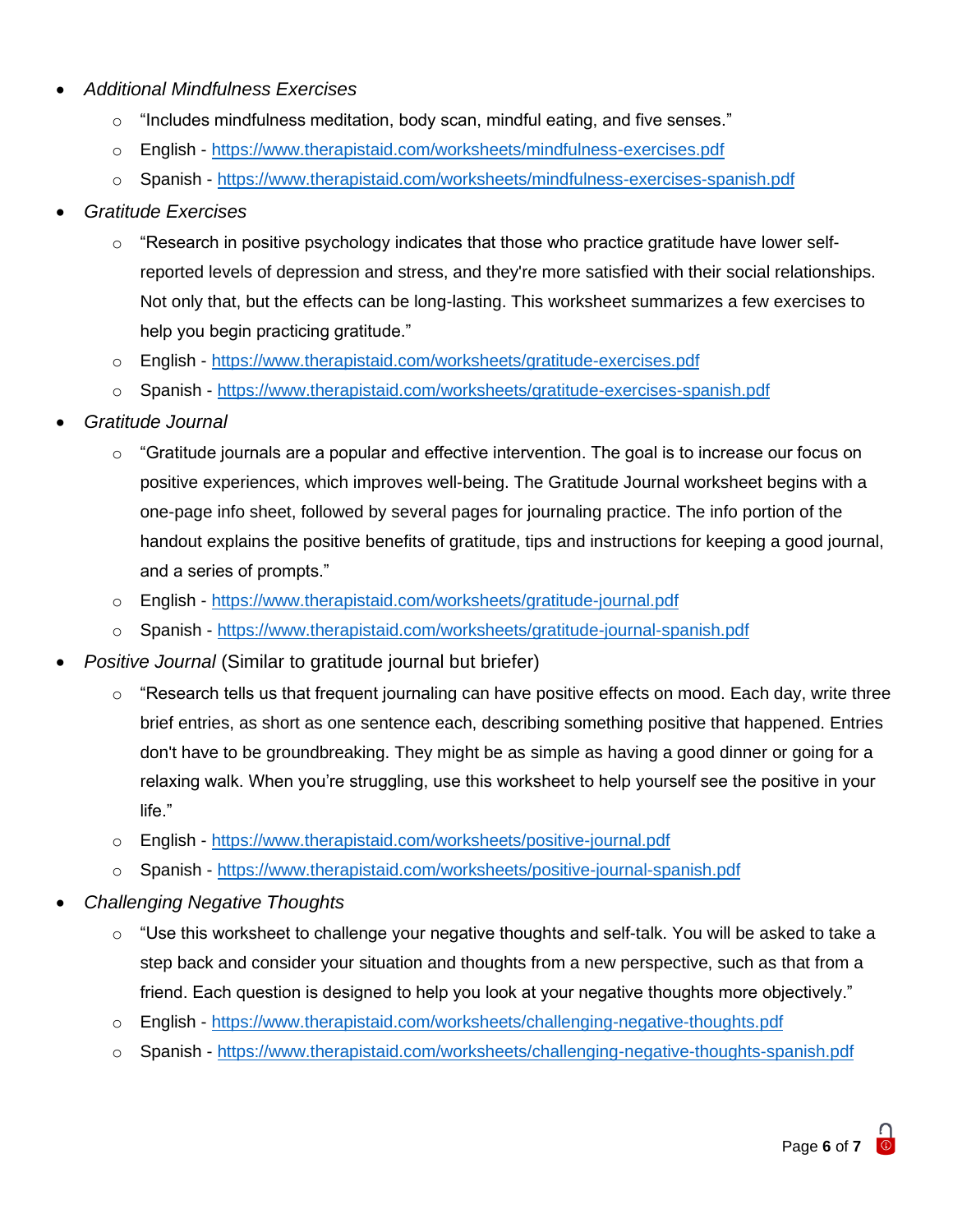- *Additional Mindfulness Exercises*
    - "Includes mindfulness meditation, body scan, mindful eating, and five senses."
    - English - https://www.therapistaid.com/worksheets/mindfulness-exercises.pdf
    - Spanish - https://www.therapistaid.com/worksheets/mindfulness-exercises-spanish.pdf
- *Gratitude Exercises*
    - "Research in positive psychology indicates that those who practice gratitude have lower self-reported levels of depression and stress, and they're more satisfied with their social relationships. Not only that, but the effects can be long-lasting. This worksheet summarizes a few exercises to help you begin practicing gratitude."
    - English - https://www.therapistaid.com/worksheets/gratitude-exercises.pdf
    - Spanish - https://www.therapistaid.com/worksheets/gratitude-exercises-spanish.pdf
- *Gratitude Journal*
    - "Gratitude journals are a popular and effective intervention. The goal is to increase our focus on positive experiences, which improves well-being. The Gratitude Journal worksheet begins with a one-page info sheet, followed by several pages for journaling practice. The info portion of the handout explains the positive benefits of gratitude, tips and instructions for keeping a good journal, and a series of prompts."
    - English - https://www.therapistaid.com/worksheets/gratitude-journal.pdf
    - Spanish - https://www.therapistaid.com/worksheets/gratitude-journal-spanish.pdf
- *Positive Journal* (Similar to gratitude journal but briefer)
    - "Research tells us that frequent journaling can have positive effects on mood. Each day, write three brief entries, as short as one sentence each, describing something positive that happened. Entries don't have to be groundbreaking. They might be as simple as having a good dinner or going for a relaxing walk. When you're struggling, use this worksheet to help yourself see the positive in your life."
    - English - https://www.therapistaid.com/worksheets/positive-journal.pdf
    - Spanish - https://www.therapistaid.com/worksheets/positive-journal-spanish.pdf
- *Challenging Negative Thoughts*
    - "Use this worksheet to challenge your negative thoughts and self-talk. You will be asked to take a step back and consider your situation and thoughts from a new perspective, such as that from a friend. Each question is designed to help you look at your negative thoughts more objectively."
    - English - https://www.therapistaid.com/worksheets/challenging-negative-thoughts.pdf
    - Spanish - https://www.therapistaid.com/worksheets/challenging-negative-thoughts-spanish.pdf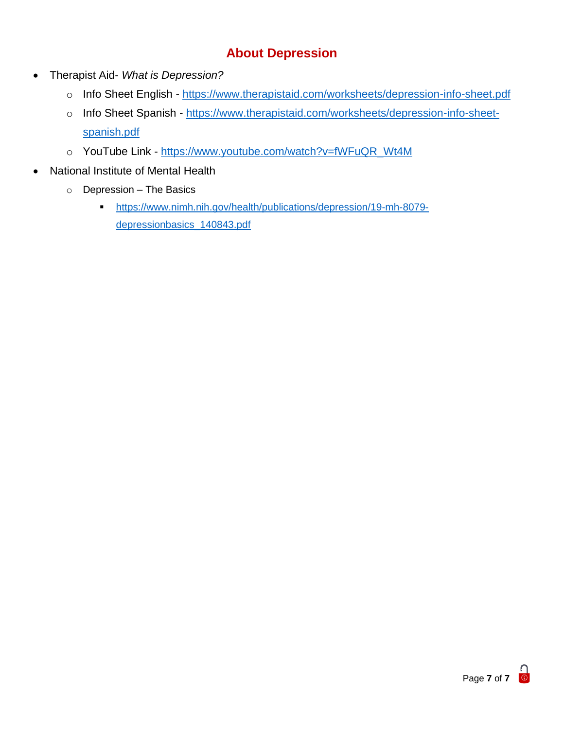## About Depression

- Therapist Aid- *What is Depression?*
  - Info Sheet English - https://www.therapistaid.com/worksheets/depression-info-sheet.pdf
  - Info Sheet Spanish - https://www.therapistaid.com/worksheets/depression-info-sheet-spanish.pdf
  - YouTube Link - https://www.youtube.com/watch?v=fWFuQR_Wt4M
- National Institute of Mental Health
  - Depression – The Basics
    - https://www.nimh.nih.gov/health/publications/depression/19-mh-8079-depressionbasics_140843.pdf